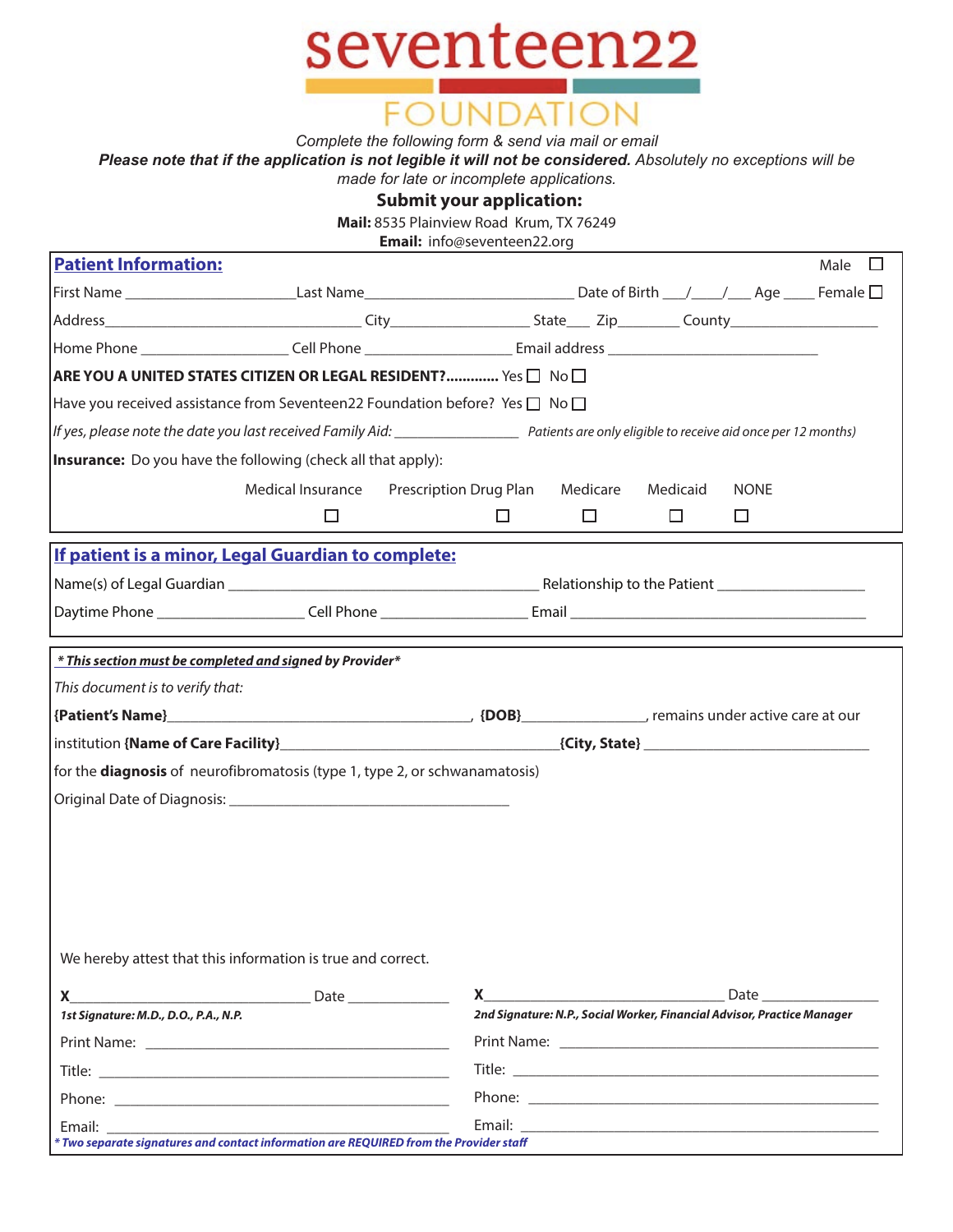# seventeen22 FOUNDATION

*Complete the following form & send via mail or email*

***Please note that if the application is not legible it will not be considered.*** *Absolutely no exceptions will be made for late or incomplete applications.*

**Submit your application:**

**Mail:** 8535 Plainview Road Krum, TX 76249

**Email:** info@seventeen22.org

## Patient Information:

Male ☐

First Name _____________________ Last Name _________________________ Date of Birth ___/___/___ Age ____ Female ☐

Address_____________________________ City_________________ State___ Zip________ County___________________

Home Phone ____________________ Cell Phone ____________________ Email address ___________________________

**ARE YOU A UNITED STATES CITIZEN OR LEGAL RESIDENT?.............** Yes ☐ No ☐

Have you received assistance from Seventeen22 Foundation before? Yes ☐ No ☐

*If yes, please note the date you last received Family Aid:* ________________ *Patients are only eligible to receive aid once per 12 months)*

**Insurance:** Do you have the following (check all that apply):

| Medical Insurance | Prescription Drug Plan | Medicare | Medicaid | NONE |
|---|---|---|---|---|
| ☐ | ☐ | ☐ | ☐ | ☐ |

## If patient is a minor, Legal Guardian to complete:

Name(s) of Legal Guardian ________________________________________ Relationship to the Patient ___________________

Daytime Phone ___________________ Cell Phone ___________________ Email ______________________________________

***\* This section must be completed and signed by Provider\****

*This document is to verify that:*

**{Patient's Name}**_______________________________________, **{DOB}**________________, remains under active care at our institution **{Name of Care Facility}**___________________________________**{City, State}** ______________________________

for the **diagnosis** of neurofibromatosis (type 1, type 2, or schwanamatosis)

Original Date of Diagnosis: ____________________________________

We hereby attest that this information is true and correct.

**X**_______________________________ Date _____________
***1st Signature: M.D., D.O., P.A., N.P.***

Print Name: ________________________________________

Title: ____________________________________________

Phone: ___________________________________________

Email: ____________________________________________

**X**_______________________________ Date _____________
***2nd Signature: N.P., Social Worker, Financial Advisor, Practice Manager***

Print Name: ________________________________________

Title: ____________________________________________

Phone: ___________________________________________

Email: ____________________________________________

***\* Two separate signatures and contact information are REQUIRED from the Provider staff***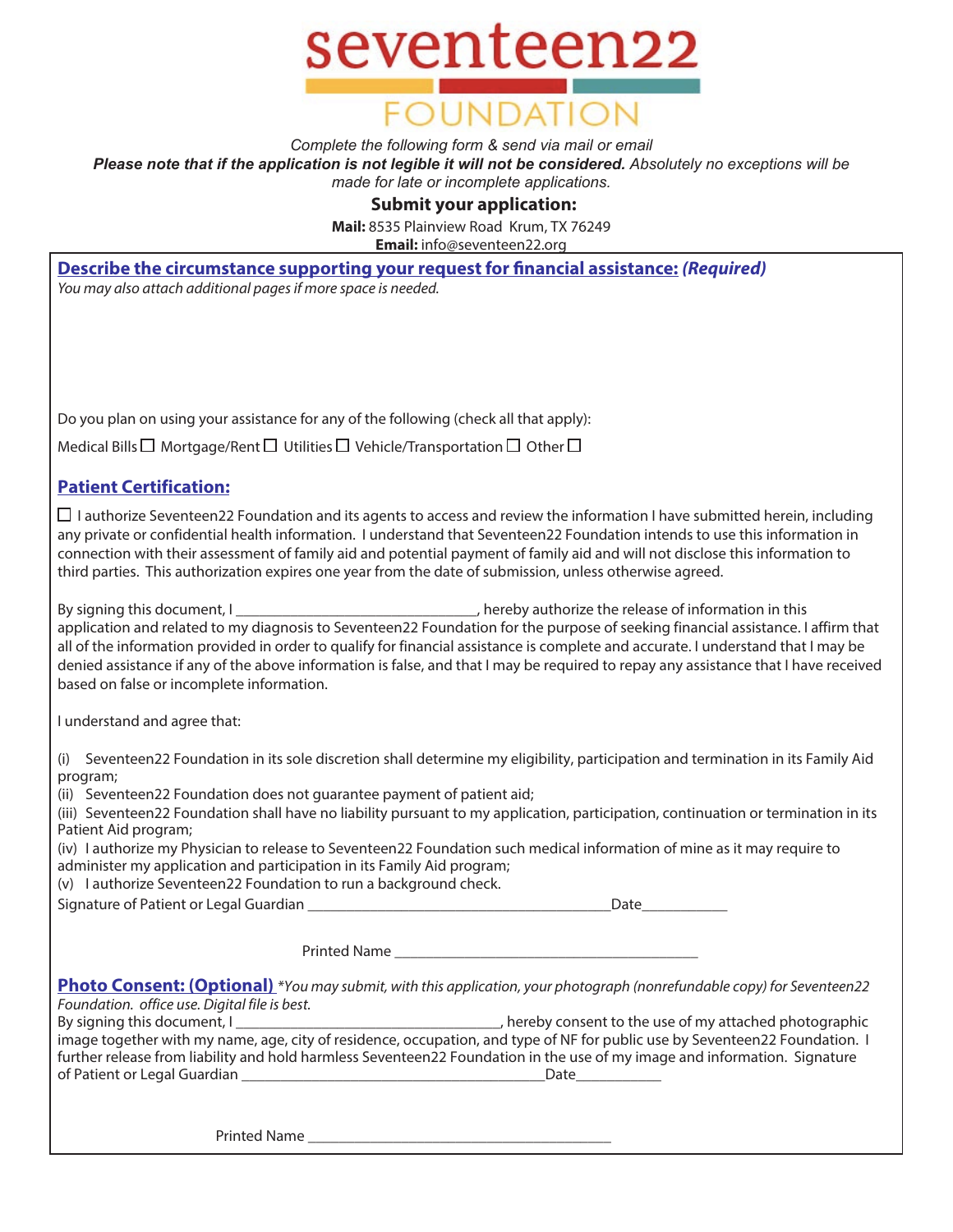# seventeen22 FOUNDATION

*Complete the following form & send via mail or email*
***Please note that if the application is not legible it will not be considered.*** *Absolutely no exceptions will be made for late or incomplete applications.*

**Submit your application:**

**Mail:** 8535 Plainview Road Krum, TX 76249
**Email:** info@seventeen22.org

## Describe the circumstance supporting your request for financial assistance: *(Required)*

*You may also attach additional pages if more space is needed.*

Do you plan on using your assistance for any of the following (check all that apply):

Medical Bills ☐ Mortgage/Rent ☐ Utilities ☐ Vehicle/Transportation ☐ Other ☐

## Patient Certification:

☐ I authorize Seventeen22 Foundation and its agents to access and review the information I have submitted herein, including any private or confidential health information. I understand that Seventeen22 Foundation intends to use this information in connection with their assessment of family aid and potential payment of family aid and will not disclose this information to third parties. This authorization expires one year from the date of submission, unless otherwise agreed.

By signing this document, I ______________________________, hereby authorize the release of information in this application and related to my diagnosis to Seventeen22 Foundation for the purpose of seeking financial assistance. I affirm that all of the information provided in order to qualify for financial assistance is complete and accurate. I understand that I may be denied assistance if any of the above information is false, and that I may be required to repay any assistance that I have received based on false or incomplete information.

I understand and agree that:

(i) Seventeen22 Foundation in its sole discretion shall determine my eligibility, participation and termination in its Family Aid program;
(ii) Seventeen22 Foundation does not guarantee payment of patient aid;
(iii) Seventeen22 Foundation shall have no liability pursuant to my application, participation, continuation or termination in its Patient Aid program;
(iv) I authorize my Physician to release to Seventeen22 Foundation such medical information of mine as it may require to administer my application and participation in its Family Aid program;
(v) I authorize Seventeen22 Foundation to run a background check.

Signature of Patient or Legal Guardian ________________________________________Date___________

Printed Name ________________________________________

## Photo Consent: (Optional)

*\*You may submit, with this application, your photograph (nonrefundable copy) for Seventeen22 Foundation. office use. Digital file is best.*

By signing this document, I __________________________________, hereby consent to the use of my attached photographic image together with my name, age, city of residence, occupation, and type of NF for public use by Seventeen22 Foundation. I further release from liability and hold harmless Seventeen22 Foundation in the use of my image and information. Signature of Patient or Legal Guardian ________________________________________Date___________

Printed Name ________________________________________